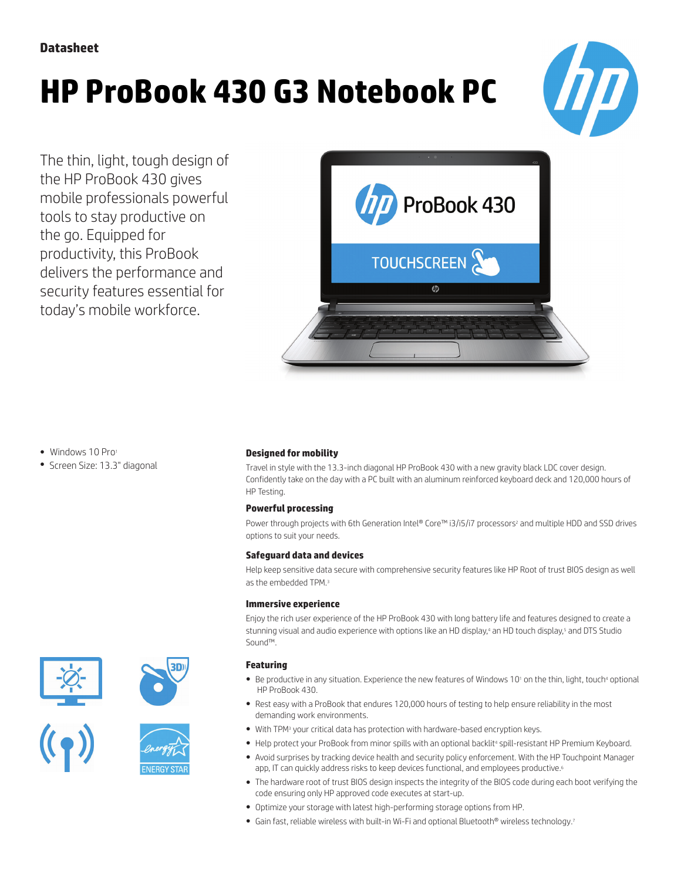Datasheet

# HP ProBook 430 G3 Notebook PC

The thin, light, tough design of the HP ProBook 430 gives mobile professionals powerful tools to stay productive on the go. Equipped for productivity, this ProBook delivers the performance and security features essential for today's mobile workforce.

- Windows 10 Pro[1]
- Screen Size: 13.3" diagonal

### Designed for mobility

Travel in style with the 13.3-inch diagonal HP ProBook 430 with a new gravity black LDC cover design. Confidently take on the day with a PC built with an aluminum reinforced keyboard deck and 120,000 hours of HP Testing.

### Powerful processing

Power through projects with 6th Generation Intel® Core™ i3/i5/i7 processors[2] and multiple HDD and SSD drives options to suit your needs.

### Safeguard data and devices

Help keep sensitive data secure with comprehensive security features like HP Root of trust BIOS design as well as the embedded TPM.[3]

### Immersive experience

Enjoy the rich user experience of the HP ProBook 430 with long battery life and features designed to create a stunning visual and audio experience with options like an HD display,[4] an HD touch display,[5] and DTS Studio Sound™.

### Featuring

- Be productive in any situation. Experience the new features of Windows 10[1] on the thin, light, touch[4] optional HP ProBook 430.
- Rest easy with a ProBook that endures 120,000 hours of testing to help ensure reliability in the most demanding work environments.
- With TPM[3] your critical data has protection with hardware-based encryption keys.
- Help protect your ProBook from minor spills with an optional backlit[4] spill-resistant HP Premium Keyboard.
- Avoid surprises by tracking device health and security policy enforcement. With the HP Touchpoint Manager app, IT can quickly address risks to keep devices functional, and employees productive.[6]
- The hardware root of trust BIOS design inspects the integrity of the BIOS code during each boot verifying the code ensuring only HP approved code executes at start-up.
- Optimize your storage with latest high-performing storage options from HP.
- Gain fast, reliable wireless with built-in Wi-Fi and optional Bluetooth® wireless technology.[7]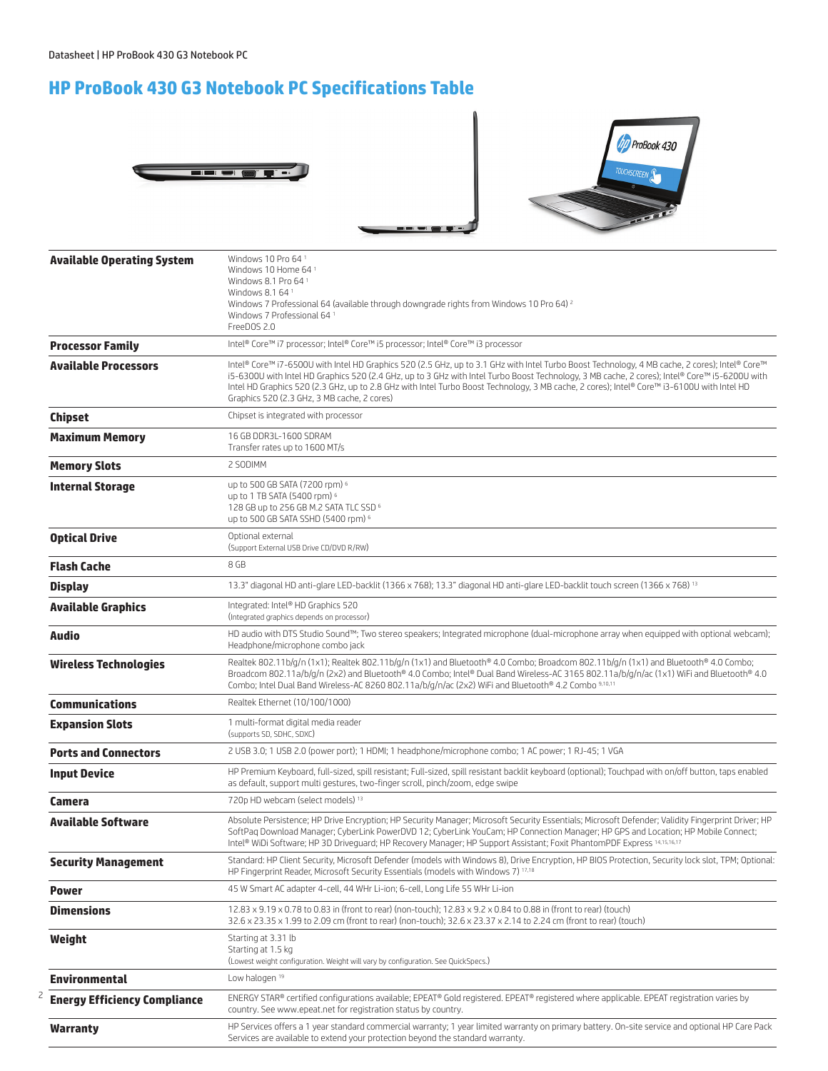# HP ProBook 430 G3 Notebook PC Specifications Table

| | |
|---|---|
| **Available Operating System** | Windows 10 Pro 64 [1]<br>Windows 10 Home 64 [1]<br>Windows 8.1 Pro 64 [1]<br>Windows 8.1 64 [1]<br>Windows 7 Professional 64 (available through downgrade rights from Windows 10 Pro 64) [2]<br>Windows 7 Professional 64 [1]<br>FreeDOS 2.0 |
| **Processor Family** | Intel® Core™ i7 processor; Intel® Core™ i5 processor; Intel® Core™ i3 processor |
| **Available Processors** | Intel® Core™ i7-6500U with Intel HD Graphics 520 (2.5 GHz, up to 3.1 GHz with Intel Turbo Boost Technology, 4 MB cache, 2 cores); Intel® Core™ i5-6300U with Intel HD Graphics 520 (2.4 GHz, up to 3 GHz with Intel Turbo Boost Technology, 3 MB cache, 2 cores); Intel® Core™ i5-6200U with Intel HD Graphics 520 (2.3 GHz, up to 2.8 GHz with Intel Turbo Boost Technology, 3 MB cache, 2 cores); Intel® Core™ i3-6100U with Intel HD Graphics 520 (2.3 GHz, 3 MB cache, 2 cores) |
| **Chipset** | Chipset is integrated with processor |
| **Maximum Memory** | 16 GB DDR3L-1600 SDRAM<br>Transfer rates up to 1600 MT/s |
| **Memory Slots** | 2 SODIMM |
| **Internal Storage** | up to 500 GB SATA (7200 rpm) [6]<br>up to 1 TB SATA (5400 rpm) [6]<br>128 GB up to 256 GB M.2 SATA TLC SSD [6]<br>up to 500 GB SATA SSHD (5400 rpm) [6] |
| **Optical Drive** | Optional external<br>(Support External USB Drive CD/DVD R/RW) |
| **Flash Cache** | 8 GB |
| **Display** | 13.3" diagonal HD anti-glare LED-backlit (1366 x 768); 13.3" diagonal HD anti-glare LED-backlit touch screen (1366 x 768) [13] |
| **Available Graphics** | Integrated: Intel® HD Graphics 520<br>(Integrated graphics depends on processor) |
| **Audio** | HD audio with DTS Studio Sound™; Two stereo speakers; Integrated microphone (dual-microphone array when equipped with optional webcam); Headphone/microphone combo jack |
| **Wireless Technologies** | Realtek 802.11b/g/n (1x1); Realtek 802.11b/g/n (1x1) and Bluetooth® 4.0 Combo; Broadcom 802.11b/g/n (1x1) and Bluetooth® 4.0 Combo; Broadcom 802.11a/b/g/n (2x2) and Bluetooth® 4.0 Combo; Intel® Dual Band Wireless-AC 3165 802.11a/b/g/n/ac (1x1) WiFi and Bluetooth® 4.0 Combo; Intel Dual Band Wireless-AC 8260 802.11a/b/g/n/ac (2x2) WiFi and Bluetooth® 4.2 Combo [9,10,11] |
| **Communications** | Realtek Ethernet (10/100/1000) |
| **Expansion Slots** | 1 multi-format digital media reader<br>(supports SD, SDHC, SDXC) |
| **Ports and Connectors** | 2 USB 3.0; 1 USB 2.0 (power port); 1 HDMI; 1 headphone/microphone combo; 1 AC power; 1 RJ-45; 1 VGA |
| **Input Device** | HP Premium Keyboard, full-sized, spill resistant; Full-sized, spill resistant backlit keyboard (optional); Touchpad with on/off button, taps enabled as default, support multi gestures, two-finger scroll, pinch/zoom, edge swipe |
| **Camera** | 720p HD webcam (select models) [13] |
| **Available Software** | Absolute Persistence; HP Drive Encryption; HP Security Manager; Microsoft Security Essentials; Microsoft Defender; Validity Fingerprint Driver; HP SoftPaq Download Manager; CyberLink PowerDVD 12; CyberLink YouCam; HP Connection Manager; HP GPS and Location; HP Mobile Connect; Intel® WiDi Software; HP 3D Driveguard; HP Recovery Manager; HP Support Assistant; Foxit PhantomPDF Express [14,15,16,17] |
| **Security Management** | Standard: HP Client Security, Microsoft Defender (models with Windows 8), Drive Encryption, HP BIOS Protection, Security lock slot, TPM; Optional: HP Fingerprint Reader, Microsoft Security Essentials (models with Windows 7) [17,18] |
| **Power** | 45 W Smart AC adapter 4-cell, 44 WHr Li-ion; 6-cell, Long Life 55 WHr Li-ion |
| **Dimensions** | 12.83 x 9.19 x 0.78 to 0.83 in (front to rear) (non-touch); 12.83 x 9.2 x 0.84 to 0.88 in (front to rear) (touch)<br>32.6 x 23.35 x 1.99 to 2.09 cm (front to rear) (non-touch); 32.6 x 23.37 x 2.14 to 2.24 cm (front to rear) (touch) |
| **Weight** | Starting at 3.31 lb<br>Starting at 1.5 kg<br>(Lowest weight configuration. Weight will vary by configuration. See QuickSpecs.) |
| **Environmental** | Low halogen [19] |
| **Energy Efficiency Compliance** | ENERGY STAR® certified configurations available; EPEAT® Gold registered. EPEAT® registered where applicable. EPEAT registration varies by country. See www.epeat.net for registration status by country. |
| **Warranty** | HP Services offers a 1 year standard commercial warranty; 1 year limited warranty on primary battery. On-site service and optional HP Care Pack Services are available to extend your protection beyond the standard warranty. |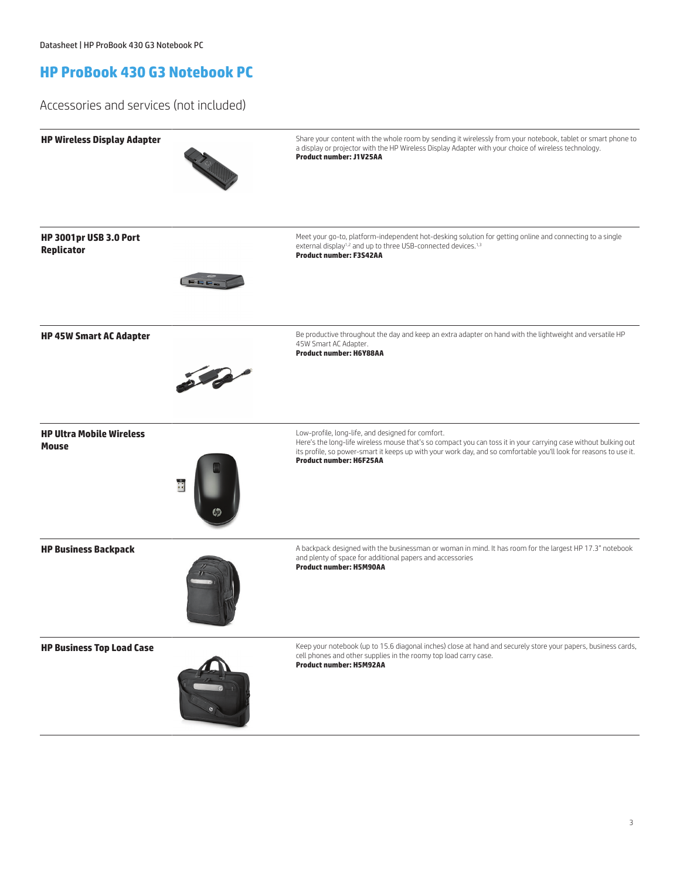# HP ProBook 430 G3 Notebook PC

## Accessories and services (not included)

| | |
|---|---|
| **HP Wireless Display Adapter** | Share your content with the whole room by sending it wirelessly from your notebook, tablet or smart phone to a display or projector with the HP Wireless Display Adapter with your choice of wireless technology.<br>**Product number: J1V25AA** |
| **HP 3001pr USB 3.0 Port Replicator** | Meet your go-to, platform-independent hot-desking solution for getting online and connecting to a single external display[1,2] and up to three USB-connected devices.[1,3]<br>**Product number: F3S42AA** |
| **HP 45W Smart AC Adapter** | Be productive throughout the day and keep an extra adapter on hand with the lightweight and versatile HP 45W Smart AC Adapter.<br>**Product number: H6Y88AA** |
| **HP Ultra Mobile Wireless Mouse** | Low-profile, long-life, and designed for comfort.<br>Here's the long-life wireless mouse that's so compact you can toss it in your carrying case without bulking out its profile, so power-smart it keeps up with your work day, and so comfortable you'll look for reasons to use it.<br>**Product number: H6F25AA** |
| **HP Business Backpack** | A backpack designed with the businessman or woman in mind. It has room for the largest HP 17.3" notebook and plenty of space for additional papers and accessories<br>**Product number: H5M90AA** |
| **HP Business Top Load Case** | Keep your notebook (up to 15.6 diagonal inches) close at hand and securely store your papers, business cards, cell phones and other supplies in the roomy top load carry case.<br>**Product number: H5M92AA** |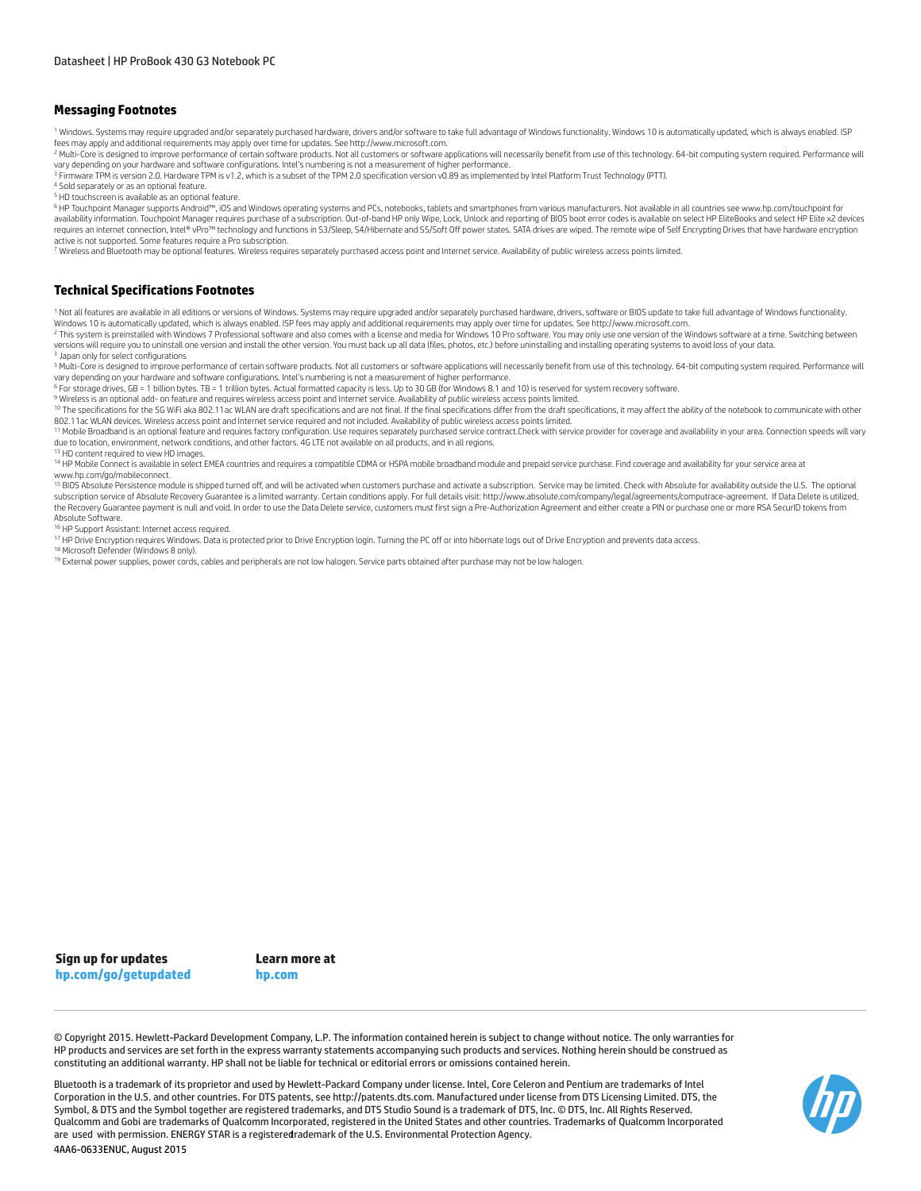## Messaging Footnotes

[1] Windows. Systems may require upgraded and/or separately purchased hardware, drivers and/or software to take full advantage of Windows functionality. Windows 10 is automatically updated, which is always enabled. ISP fees may apply and additional requirements may apply over time for updates. See http://www.microsoft.com.
[2] Multi-Core is designed to improve performance of certain software products. Not all customers or software applications will necessarily benefit from use of this technology. 64-bit computing system required. Performance will vary depending on your hardware and software configurations. Intel's numbering is not a measurement of higher performance.
[3] Firmware TPM is version 2.0. Hardware TPM is v1.2, which is a subset of the TPM 2.0 specification version v0.89 as implemented by Intel Platform Trust Technology (PTT).
[4] Sold separately or as an optional feature.
[5] HD touchscreen is available as an optional feature.
[6] HP Touchpoint Manager supports Android™, iOS and Windows operating systems and PCs, notebooks, tablets and smartphones from various manufacturers. Not available in all countries see www.hp.com/touchpoint for availability information. Touchpoint Manager requires purchase of a subscription. Out-of-band HP only Wipe, Lock, Unlock and reporting of BIOS boot error codes is available on select HP EliteBooks and select HP Elite x2 devices requires an internet connection, Intel® vPro™ technology and functions in S3/Sleep, S4/Hibernate and S5/Soft Off power states. SATA drives are wiped. The remote wipe of Self Encrypting Drives that have hardware encryption active is not supported. Some features require a Pro subscription.
[7] Wireless and Bluetooth may be optional features. Wireless requires separately purchased access point and Internet service. Availability of public wireless access points limited.

## Technical Specifications Footnotes

[1] Not all features are available in all editions or versions of Windows. Systems may require upgraded and/or separately purchased hardware, drivers, software or BIOS update to take full advantage of Windows functionality. Windows 10 is automatically updated, which is always enabled. ISP fees may apply and additional requirements may apply over time for updates. See http://www.microsoft.com.
[2] This system is preinstalled with Windows 7 Professional software and also comes with a license and media for Windows 10 Pro software. You may only use one version of the Windows software at a time. Switching between versions will require you to uninstall one version and install the other version. You must back up all data (files, photos, etc.) before uninstalling and installing operating systems to avoid loss of your data.
[3] Japan only for select configurations
[5] Multi-Core is designed to improve performance of certain software products. Not all customers or software applications will necessarily benefit from use of this technology. 64-bit computing system required. Performance will vary depending on your hardware and software configurations. Intel's numbering is not a measurement of higher performance.
[6] For storage drives, GB = 1 billion bytes. TB = 1 trillion bytes. Actual formatted capacity is less. Up to 30 GB (for Windows 8.1 and 10) is reserved for system recovery software.
[9] Wireless is an optional add- on feature and requires wireless access point and Internet service. Availability of public wireless access points limited.
[10] The specifications for the 5G WiFi aka 802.11ac WLAN are draft specifications and are not final. If the final specifications differ from the draft specifications, it may affect the ability of the notebook to communicate with other 802.11ac WLAN devices. Wireless access point and Internet service required and not included. Availability of public wireless access points limited.
[11] Mobile Broadband is an optional feature and requires factory configuration. Use requires separately purchased service contract.Check with service provider for coverage and availability in your area. Connection speeds will vary due to location, environment, network conditions, and other factors. 4G LTE not available on all products, and in all regions.
[13] HD content required to view HD images.
[14] HP Mobile Connect is available in select EMEA countries and requires a compatible CDMA or HSPA mobile broadband module and prepaid service purchase. Find coverage and availability for your service area at www.hp.com/go/mobileconnect.
[15] BIOS Absolute Persistence module is shipped turned off, and will be activated when customers purchase and activate a subscription. Service may be limited. Check with Absolute for availability outside the U.S. The optional subscription service of Absolute Recovery Guarantee is a limited warranty. Certain conditions apply. For full details visit: http://www.absolute.com/company/legal/agreements/computrace-agreement. If Data Delete is utilized, the Recovery Guarantee payment is null and void. In order to use the Data Delete service, customers must first sign a Pre-Authorization Agreement and either create a PIN or purchase one or more RSA SecurID tokens from Absolute Software.
[16] HP Support Assistant: Internet access required.
[17] HP Drive Encryption requires Windows. Data is protected prior to Drive Encryption login. Turning the PC off or into hibernate logs out of Drive Encryption and prevents data access.
[18] Microsoft Defender (Windows 8 only).
[19] External power supplies, power cords, cables and peripherals are not low halogen. Service parts obtained after purchase may not be low halogen.

**Sign up for updates**
**hp.com/go/getupdated**

**Learn more at**
**hp.com**

© Copyright 2015. Hewlett-Packard Development Company, L.P. The information contained herein is subject to change without notice. The only warranties for HP products and services are set forth in the express warranty statements accompanying such products and services. Nothing herein should be construed as constituting an additional warranty. HP shall not be liable for technical or editorial errors or omissions contained herein.

Bluetooth is a trademark of its proprietor and used by Hewlett-Packard Company under license. Intel, Core Celeron and Pentium are trademarks of Intel Corporation in the U.S. and other countries. For DTS patents, see http://patents.dts.com. Manufactured under license from DTS Licensing Limited. DTS, the Symbol, & DTS and the Symbol together are registered trademarks, and DTS Studio Sound is a trademark of DTS, Inc. © DTS, Inc. All Rights Reserved. Qualcomm and Gobi are trademarks of Qualcomm Incorporated, registered in the United States and other countries. Trademarks of Qualcomm Incorporated are used with permission. ENERGY STAR is a registered trademark of the U.S. Environmental Protection Agency.

4AA6-0633ENUC, August 2015